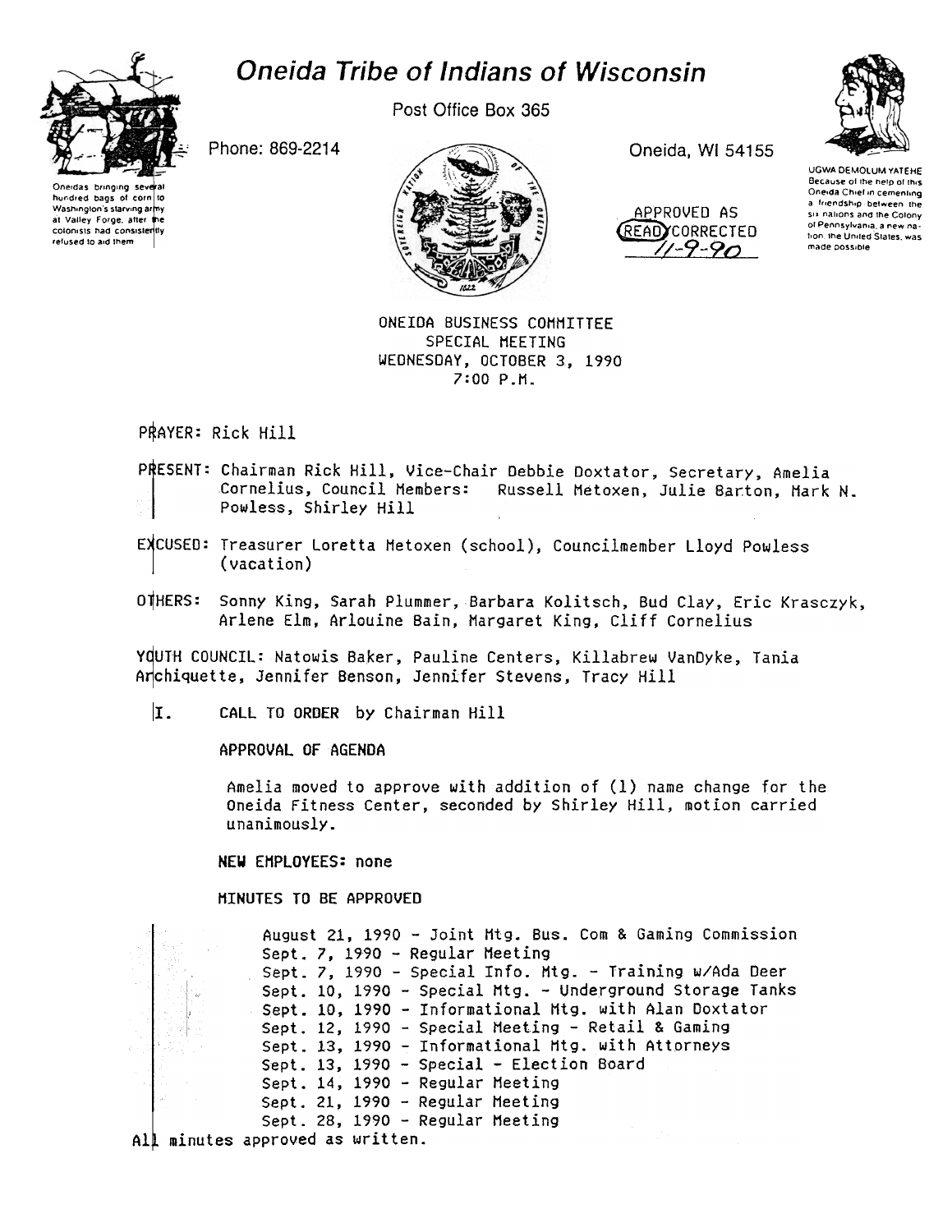# Oneida Tribe of Indians of Wisconsin

Post Office Box 365

Phone: 869-2214

Oneida, WI 54155

Oneidas bringing several hundred bags of corn to Washington's starving army at Valley Forge, after the colonists had consistently refused to aid them

UGWA DEMOLUM YATEHE
Because of the help of this Oneida Chief in cementing a friendship between the six nations and the Colony of Pennsylvania, a new nation, the United States, was made possible

APPROVED AS READ/CORRECTED
11-9-90

ONEIDA BUSINESS COMMITTEE
SPECIAL MEETING
WEDNESDAY, OCTOBER 3, 1990
7:00 P.M.

PRAYER: Rick Hill

PRESENT: Chairman Rick Hill, Vice-Chair Debbie Doxtator, Secretary, Amelia Cornelius, Council Members: Russell Metoxen, Julie Barton, Mark N. Powless, Shirley Hill

EXCUSED: Treasurer Loretta Metoxen (school), Councilmember Lloyd Powless (vacation)

OTHERS: Sonny King, Sarah Plummer, Barbara Kolitsch, Bud Clay, Eric Krasczyk, Arlene Elm, Arlouine Bain, Margaret King, Cliff Cornelius

YOUTH COUNCIL: Natowis Baker, Pauline Centers, Killabrew VanDyke, Tania Archiquette, Jennifer Benson, Jennifer Stevens, Tracy Hill

I. CALL TO ORDER by Chairman Hill

APPROVAL OF AGENDA

Amelia moved to approve with addition of (1) name change for the Oneida Fitness Center, seconded by Shirley Hill, motion carried unanimously.

**NEW EMPLOYEES:** none

MINUTES TO BE APPROVED

August 21, 1990 - Joint Mtg. Bus. Com & Gaming Commission
Sept. 7, 1990 - Regular Meeting
Sept. 7, 1990 - Special Info. Mtg. - Training w/Ada Deer
Sept. 10, 1990 - Special Mtg. - Underground Storage Tanks
Sept. 10, 1990 - Informational Mtg. with Alan Doxtator
Sept. 12, 1990 - Special Meeting - Retail & Gaming
Sept. 13, 1990 - Informational Mtg. with Attorneys
Sept. 13, 1990 - Special - Election Board
Sept. 14, 1990 - Regular Meeting
Sept. 21, 1990 - Regular Meeting
Sept. 28, 1990 - Regular Meeting

All minutes approved as written.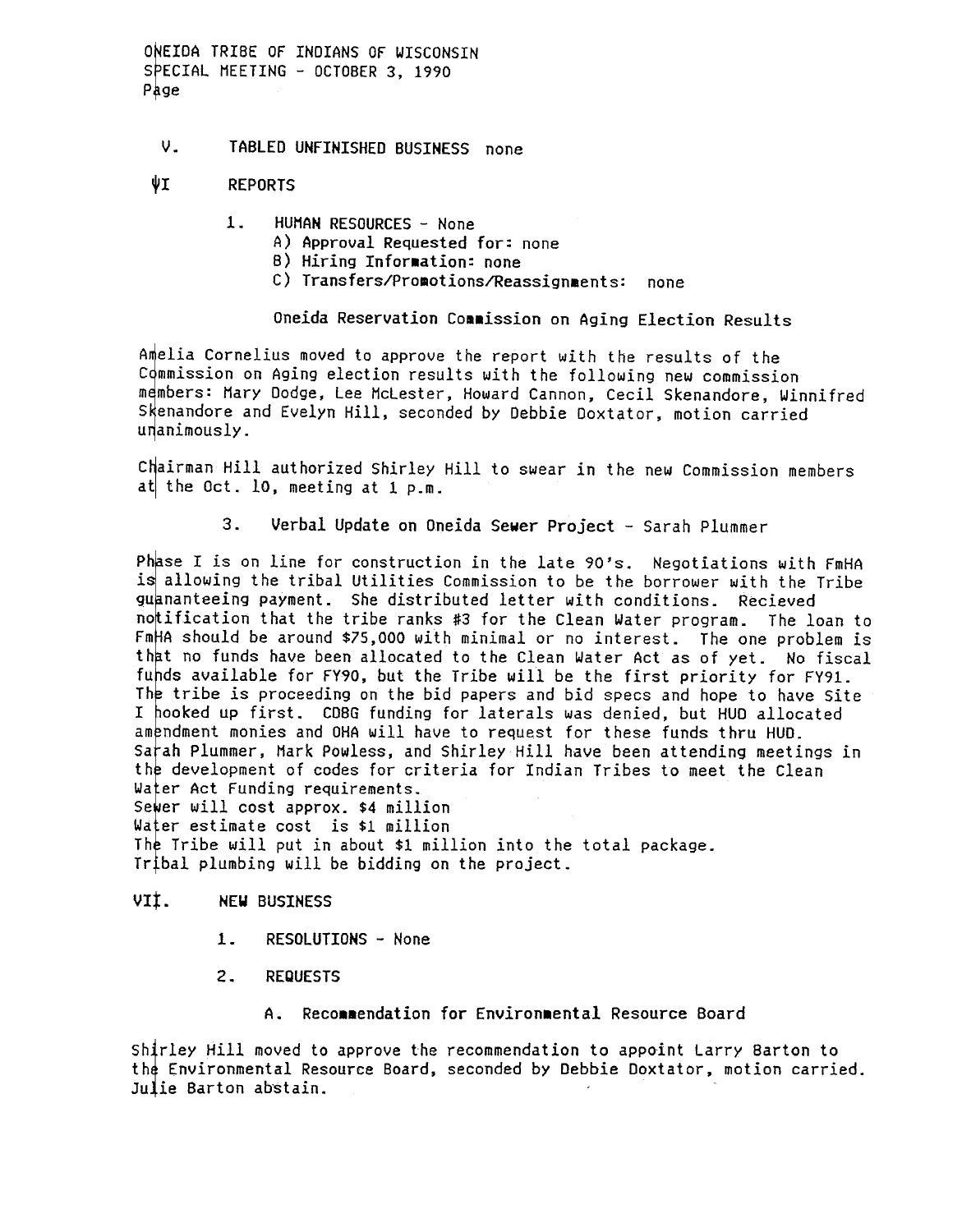## V. TABLED UNFINISHED BUSINESS none

## VI REPORTS

1. HUMAN RESOURCES - None
   - A) Approval Requested for: none
   - B) Hiring Information: none
   - C) Transfers/Promotions/Reassignments: none

### Oneida Reservation Commission on Aging Election Results

Amelia Cornelius moved to approve the report with the results of the Commission on Aging election results with the following new commission members: Mary Dodge, Lee McLester, Howard Cannon, Cecil Skenandore, Winnifred Skenandore and Evelyn Hill, seconded by Debbie Doxtator, motion carried unanimously.

Chairman Hill authorized Shirley Hill to swear in the new Commission members at the Oct. 10, meeting at 1 p.m.

3. Verbal Update on Oneida Sewer Project - Sarah Plummer

Phase I is on line for construction in the late 90's. Negotiations with FmHA is allowing the tribal Utilities Commission to be the borrower with the Tribe guananteeing payment. She distributed letter with conditions. Recieved notification that the tribe ranks #3 for the Clean Water program. The loan to FmHA should be around $75,000 with minimal or no interest. The one problem is that no funds have been allocated to the Clean Water Act as of yet. No fiscal funds available for FY90, but the Tribe will be the first priority for FY91. The tribe is proceeding on the bid papers and bid specs and hope to have Site I hooked up first. CDBG funding for laterals was denied, but HUD allocated amendment monies and OHA will have to request for these funds thru HUD. Sarah Plummer, Mark Powless, and Shirley Hill have been attending meetings in the development of codes for criteria for Indian Tribes to meet the Clean Water Act Funding requirements.
Sewer will cost approx. $4 million
Water estimate cost is $1 million
The Tribe will put in about $1 million into the total package.
Tribal plumbing will be bidding on the project.

## VII. NEW BUSINESS

1. RESOLUTIONS - None

2. REQUESTS

### A. Recommendation for Environmental Resource Board

Shirley Hill moved to approve the recommendation to appoint Larry Barton to the Environmental Resource Board, seconded by Debbie Doxtator, motion carried. Julie Barton abstain.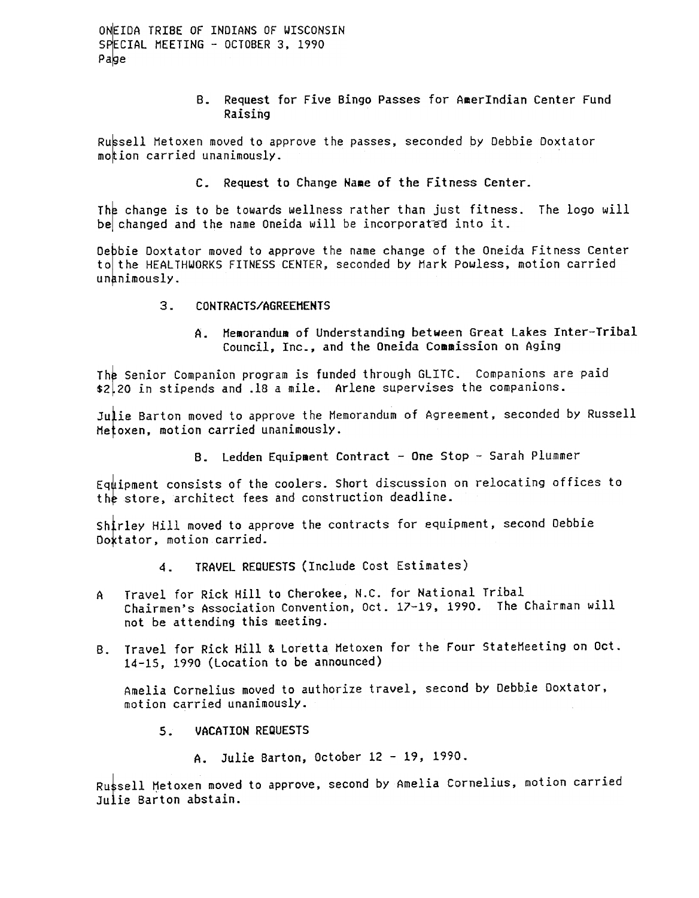B. Request for Five Bingo Passes for AmerIndian Center Fund Raising

Russell Metoxen moved to approve the passes, seconded by Debbie Doxtator motion carried unanimously.

C. Request to Change Name of the Fitness Center.

The change is to be towards wellness rather than just fitness. The logo will be changed and the name Oneida will be incorporated into it.

Debbie Doxtator moved to approve the name change of the Oneida Fitness Center to the HEALTHWORKS FITNESS CENTER, seconded by Mark Powless, motion carried unanimously.

3. CONTRACTS/AGREEMENTS

A. Memorandum of Understanding between Great Lakes Inter-Tribal Council, Inc., and the Oneida Commission on Aging

The Senior Companion program is funded through GLITC. Companions are paid $2.20 in stipends and .18 a mile. Arlene supervises the companions.

Julie Barton moved to approve the Memorandum of Agreement, seconded by Russell Metoxen, motion carried unanimously.

B. Ledden Equipment Contract - One Stop - Sarah Plummer

Equipment consists of the coolers. Short discussion on relocating offices to the store, architect fees and construction deadline.

Shirley Hill moved to approve the contracts for equipment, second Debbie Doxtator, motion carried.

4. TRAVEL REQUESTS (Include Cost Estimates)

A Travel for Rick Hill to Cherokee, N.C. for National Tribal Chairmen's Association Convention, Oct. 17-19, 1990. The Chairman will not be attending this meeting.

B. Travel for Rick Hill & Loretta Metoxen for the Four StateMeeting on Oct. 14-15, 1990 (Location to be announced)

Amelia Cornelius moved to authorize travel, second by Debbie Doxtator, motion carried unanimously.

5. VACATION REQUESTS

A. Julie Barton, October 12 - 19, 1990.

Russell Metoxen moved to approve, second by Amelia Cornelius, motion carried Julie Barton abstain.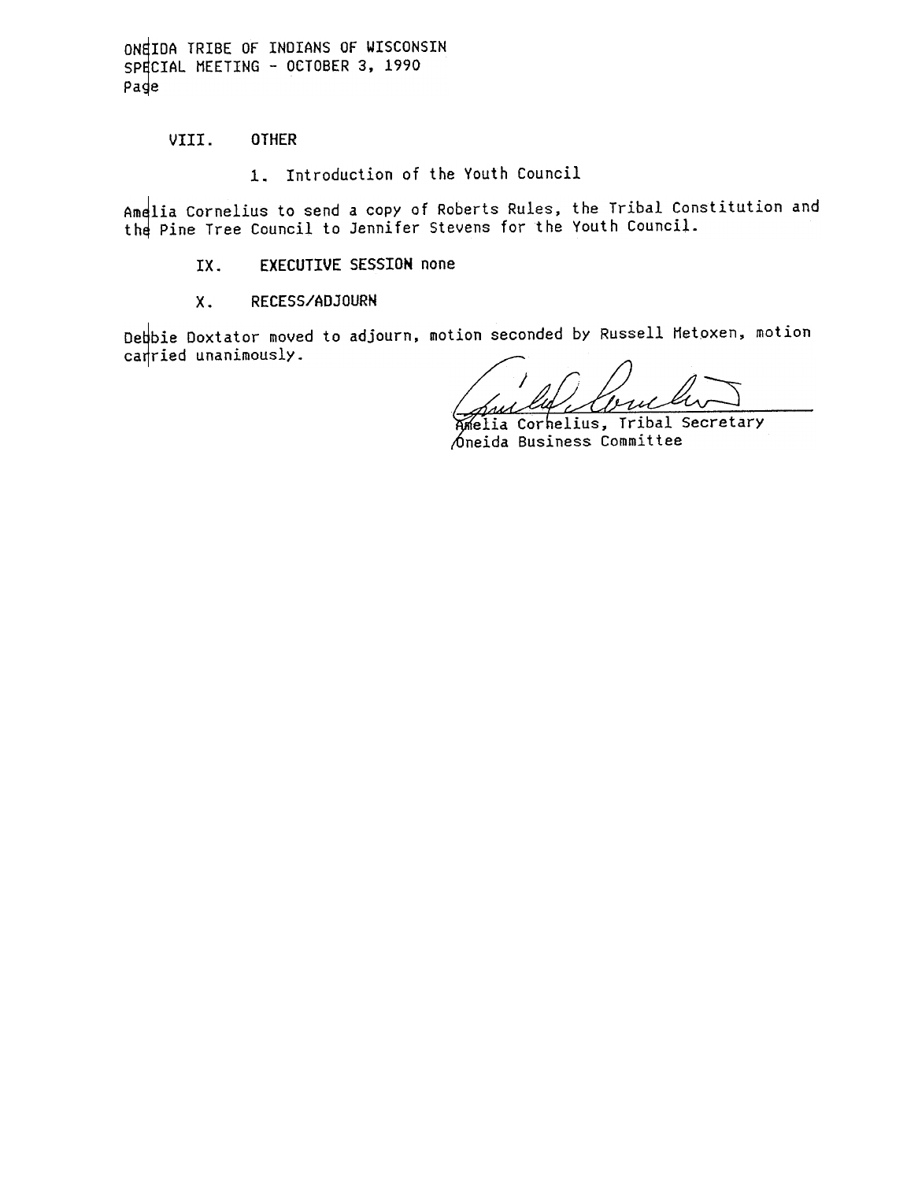ONEIDA TRIBE OF INDIANS OF WISCONSIN
SPECIAL MEETING - OCTOBER 3, 1990
Page

## VIII. OTHER

1. Introduction of the Youth Council

Amelia Cornelius to send a copy of Roberts Rules, the Tribal Constitution and the Pine Tree Council to Jennifer Stevens for the Youth Council.

## IX. EXECUTIVE SESSION none

## X. RECESS/ADJOURN

Debbie Doxtator moved to adjourn, motion seconded by Russell Metoxen, motion carried unanimously.

Amelia Cornelius, Tribal Secretary
Oneida Business Committee